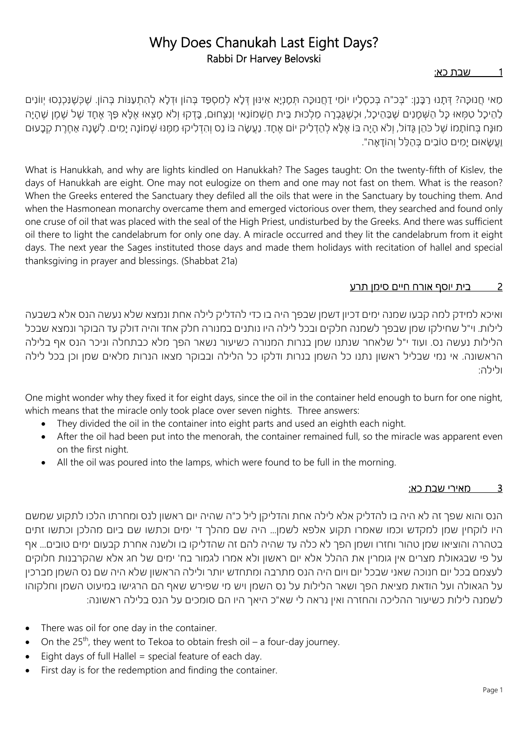# Why Does Chanukah Last Eight Days?

## Rabbi Dr Harvey Belovski

### 1 שבת כא:

מַאי חֲנוּכָּה? דְּתָנוּ רַבָּנַן: "בְּכ"ה בְּכִסְלֵיו יוֹמֵי דַחֲנוּכָּה תְּמָנְיָא אִינּוּן דְּלָא לְמִסְפַּד בְּהוֹן וּדְלָא לְהִתְעַנּוֹת בְּהוֹן. שֶׁכְּשֶׁנִּכְנְסוּ יְווֹנִים לַהֵיכָל טִמְּאוּ כׇּל הַשְּׁמָנִים שֶׁבַּהֵיכָל, וּכְשֶׁגָּבְרָה מַלְכוּת בֵּית חַשְׁמוֹנַאי וְנִצְּחוּם, בָּדְקוּ וְלֹא מָצְאוּ אֶלָּא פַּךְ אֶחָד שֶׁל שֶׁמֶן שֶׁהָיָה מוּנָּח בְּחוֹתָמוֹ שֶׁל כֹּהֵן גָּדוֹל, וְלֹא הָיָה בּוֹ אֶלָּא לְהַדְלִיק יוֹם אֶחָד. נַעֲשָׂה בּוֹ נֵס וְהִדְלִיקוּ מִמֶּנּוּ שְׁמוֹנָה יָמִים. לְשָׁנָה אַחֶרֶת קְבָעוּם וַעֲשָׂאוּם יָמִים טוֹבִים בְּהַלֵּל וְהוֹדָאָה".

What is Hanukkah, and why are lights kindled on Hanukkah? The Sages taught: On the twenty-fifth of Kislev, the days of Hanukkah are eight. One may not eulogize on them and one may not fast on them. What is the reason? When the Greeks entered the Sanctuary they defiled all the oils that were in the Sanctuary by touching them. And when the Hasmonean monarchy overcame them and emerged victorious over them, they searched and found only one cruse of oil that was placed with the seal of the High Priest, undisturbed by the Greeks. And there was sufficient oil there to light the candelabrum for only one day. A miracle occurred and they lit the candelabrum from it eight days. The next year the Sages instituted those days and made them holidays with recitation of hallel and special thanksgiving in prayer and blessings. (Shabbat 21a)

### 2 בית יוסף אורח חיים סימן תרע

ואיכא למידק למה קבעו שמנה ימים דכיון דשמן שבפך היה בו כדי להדליק לילה אחת ונמצא שלא נעשה הנס אלא בשבעה לילות. וי"ל שחילקו שמן שבפך לשמנה חלקים ובכל לילה היו נותנים במנורה חלק אחד והיה דולק עד הבוקר ונמצא שבכל הלילות נעשה נס. ועוד י"ל שלאחר שנתנו שמן בנרות המנורה כשיעור נשאר הפך מלא כבתחלה וניכר הנס אף בלילה הראשונה. אי נמי שבליל ראשון נתנו כל השמן בנרות ודלקו כל הלילה ובבוקר מצאו הנרות מלאים שמן וכן בכל לילה ולילה:

One might wonder why they fixed it for eight days, since the oil in the container held enough to burn for one night, which means that the miracle only took place over seven nights. Three answers:

- They divided the oil in the container into eight parts and used an eighth each night.
- After the oil had been put into the menorah, the container remained full, so the miracle was apparent even on the first night.
- All the oil was poured into the lamps, which were found to be full in the morning.

### 3 מאירי שבת כא:

הנס והוא שפך זה לא היה בו להדליק אלא לילה אחת והדליקן ליל כ"ה שהיה יום ראשון לנס ומחרתו הלכו לתקוע שמשם היו לוקחין שמן למקדש וכמו שאמרו תקוע אלפא לשמן... היה שם מהלך ד' ימים וכתשו שם ביום מהלכן וכתשו זתים בטהרה והוציאו שמן טהור וחזרו ושמן הפך לא כלה עד שהיה להם זה שהדליקו בו ולשנה אחרת קבעום ימים טובים... אף על פי שבגאולת מצרים אין גומרין את ההלל אלא יום ראשון ולא אמרו לגמור בח' ימים של חג אלא שהקרבנות חלוקים לעצמם בכל יום חנוכה שאני שבכל יום ויום היה הנס מתרבה ומתחדש יותר ולילה הראשון שלא היה שם נס השמן מברכין על הגאולה ועל הודאת מציאת הפך ושאר הלילות על נס השמן ויש מי שפירש שאף הם הרגישו במיעוט השמן וחלקוהו לשמנה לילות כשיעור ההליכה והחזרה ואין נראה לי שא"כ היאך היו הם סומכים על הנס בלילה ראשונה:

- There was oil for one day in the container.
- On the 25th, they went to Tekoa to obtain fresh oil – a four-day journey.
- Eight days of full Hallel = special feature of each day.
- First day is for the redemption and finding the container.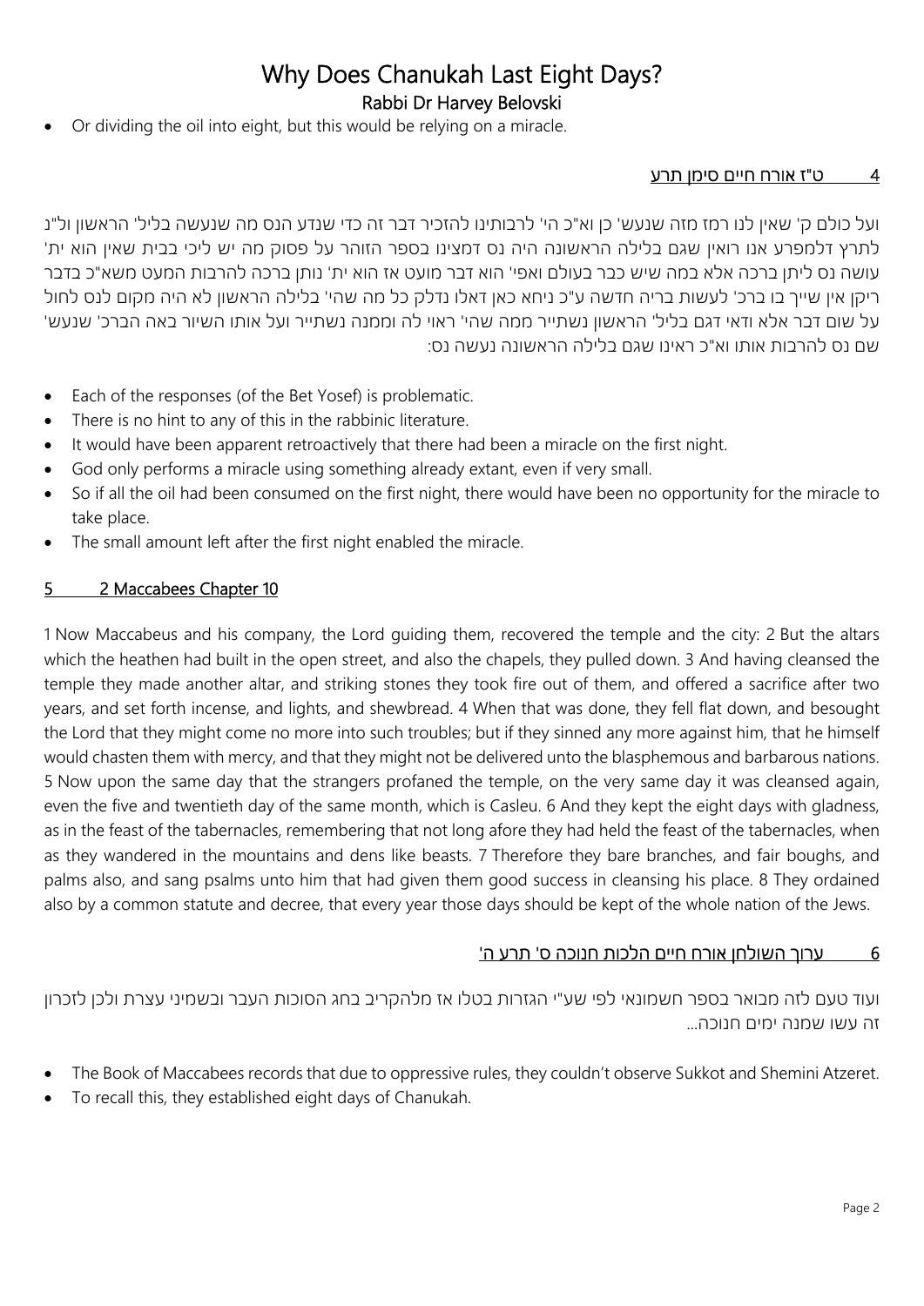- Or dividing the oil into eight, but this would be relying on a miracle.

### 4 ט"ז אורח חיים סימן תרע

ועל כולם ק' שאין לנו רמז מזה שנעש' כן וא"כ הי' לרבותינו להזכיר דבר זה כדי שנדע הנס מה שנעשה בלילי' הראשון ול"נ לתרץ דלמפרע אנו רואין שגם בלילה הראשונה היה נס דמצינו בספר הזוהר על פסוק מה יש ליכי בבית שאין הוא ית' עושה נס ליתן ברכה אלא במה שיש כבר בעולם ואפי' הוא דבר מועט אז הוא ית' נותן ברכה להרבות המעט משא"כ בדבר ריקן אין שייך בו ברכ' לעשות בריה חדשה ע"כ ניחא כאן דאלו נדלק כל מה שהי' בלילה הראשון לא היה מקום לנס לחול על שום דבר אלא ודאי דגם בליל' הראשון נשתייר ממה שהי' ראוי לה וממנה נשתייר ועל אותו השיור באה הברכ' שנעש' שם נס להרבות אותו וא"כ ראינו שגם בלילה הראשונה נעשה נס:

- Each of the responses (of the Bet Yosef) is problematic.
- There is no hint to any of this in the rabbinic literature.
- It would have been apparent retroactively that there had been a miracle on the first night.
- God only performs a miracle using something already extant, even if very small.
- So if all the oil had been consumed on the first night, there would have been no opportunity for the miracle to take place.
- The small amount left after the first night enabled the miracle.

### 5 2 Maccabees Chapter 10

1 Now Maccabeus and his company, the Lord guiding them, recovered the temple and the city: 2 But the altars which the heathen had built in the open street, and also the chapels, they pulled down. 3 And having cleansed the temple they made another altar, and striking stones they took fire out of them, and offered a sacrifice after two years, and set forth incense, and lights, and shewbread. 4 When that was done, they fell flat down, and besought the Lord that they might come no more into such troubles; but if they sinned any more against him, that he himself would chasten them with mercy, and that they might not be delivered unto the blasphemous and barbarous nations. 5 Now upon the same day that the strangers profaned the temple, on the very same day it was cleansed again, even the five and twentieth day of the same month, which is Casleu. 6 And they kept the eight days with gladness, as in the feast of the tabernacles, remembering that not long afore they had held the feast of the tabernacles, when as they wandered in the mountains and dens like beasts. 7 Therefore they bare branches, and fair boughs, and palms also, and sang psalms unto him that had given them good success in cleansing his place. 8 They ordained also by a common statute and decree, that every year those days should be kept of the whole nation of the Jews.

### 6 ערוך השולחן אורח חיים הלכות חנוכה ס' תרע ה'

ועוד טעם לזה מבואר בספר חשמונאי לפי שע"י הגזרות בטלו אז מלהקריב בחג הסוכות העבר ובשמיני עצרת ולכן לזכרון זה עשו שמנה ימים חנוכה...

- The Book of Maccabees records that due to oppressive rules, they couldn't observe Sukkot and Shemini Atzeret.
- To recall this, they established eight days of Chanukah.